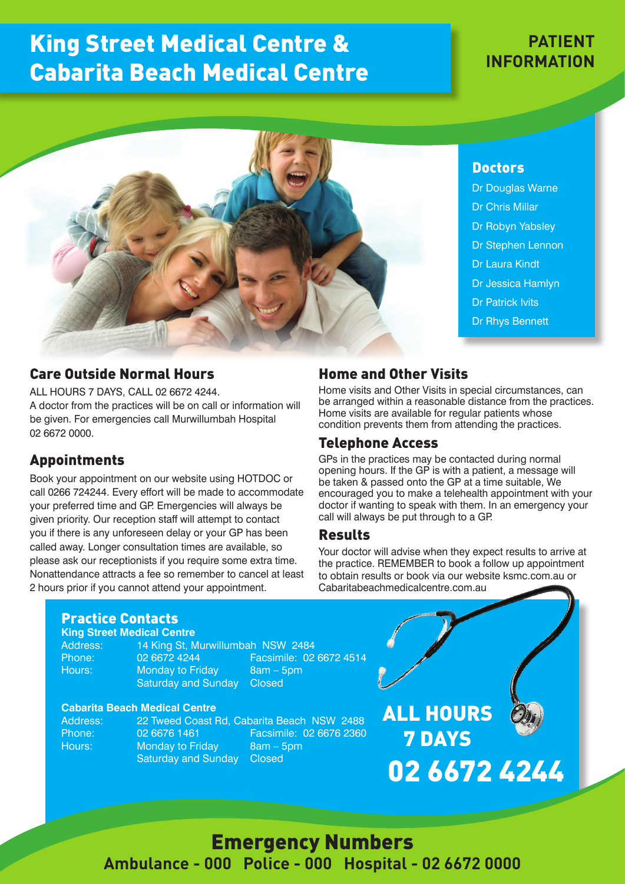# King Street Medical Centre & Cabarita Beach Medical Centre

**PATIENT INFORMATION**

## Doctors

- Dr Douglas Warne
- Dr Chris Millar
- Dr Robyn Yabsley
- Dr Stephen Lennon
- Dr Laura Kindt
- Dr Jessica Hamlyn
- Dr Patrick Ivits
- Dr Rhys Bennett

## Care Outside Normal Hours

ALL HOURS 7 DAYS, CALL 02 6672 4244.
A doctor from the practices will be on call or information will be given. For emergencies call Murwillumbah Hospital 02 6672 0000.

## Appointments

Book your appointment on our website using HOTDOC or call 0266 724244. Every effort will be made to accommodate your preferred time and GP. Emergencies will always be given priority. Our reception staff will attempt to contact you if there is any unforeseen delay or your GP has been called away. Longer consultation times are available, so please ask our receptionists if you require some extra time. Nonattendance attracts a fee so remember to cancel at least 2 hours prior if you cannot attend your appointment.

## Home and Other Visits

Home visits and Other Visits in special circumstances, can be arranged within a reasonable distance from the practices. Home visits are available for regular patients whose condition prevents them from attending the practices.

## Telephone Access

GPs in the practices may be contacted during normal opening hours. If the GP is with a patient, a message will be taken & passed onto the GP at a time suitable, We encouraged you to make a telehealth appointment with your doctor if wanting to speak with them. In an emergency your call will always be put through to a GP.

## Results

Your doctor will advise when they expect results to arrive at the practice. REMEMBER to book a follow up appointment to obtain results or book via our website ksmc.com.au or Cabaritabeachmedicalcentre.com.au

## Practice Contacts

**King Street Medical Centre**

| | | |
|---|---|---|
| Address: | 14 King St, Murwillumbah NSW 2484 | |
| Phone: | 02 6672 4244 | Facsimile: 02 6672 4514 |
| Hours: | Monday to Friday | 8am – 5pm |
| | Saturday and Sunday | Closed |

**Cabarita Beach Medical Centre**

| | | |
|---|---|---|
| Address: | 22 Tweed Coast Rd, Cabarita Beach NSW 2488 | |
| Phone: | 02 6676 1461 | Facsimile: 02 6676 2360 |
| Hours: | Monday to Friday | 8am – 5pm |
| | Saturday and Sunday | Closed |

**ALL HOURS 7 DAYS**
**02 6672 4244**

## Emergency Numbers

**Ambulance - 000 Police - 000 Hospital - 02 6672 0000**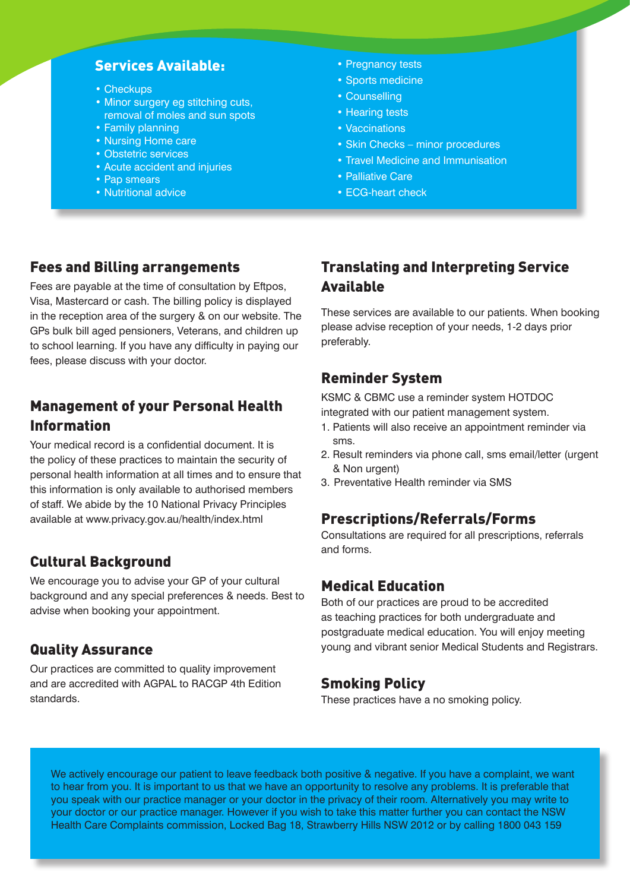## Services Available:

- Checkups
- Minor surgery eg stitching cuts, removal of moles and sun spots
- Family planning
- Nursing Home care
- Obstetric services
- Acute accident and injuries
- Pap smears
- Nutritional advice
- Pregnancy tests
- Sports medicine
- Counselling
- Hearing tests
- Vaccinations
- Skin Checks – minor procedures
- Travel Medicine and Immunisation
- Palliative Care
- ECG-heart check

## Fees and Billing arrangements

Fees are payable at the time of consultation by Eftpos, Visa, Mastercard or cash. The billing policy is displayed in the reception area of the surgery & on our website. The GPs bulk bill aged pensioners, Veterans, and children up to school learning. If you have any difficulty in paying our fees, please discuss with your doctor.

## Management of your Personal Health Information

Your medical record is a confidential document. It is the policy of these practices to maintain the security of personal health information at all times and to ensure that this information is only available to authorised members of staff. We abide by the 10 National Privacy Principles available at www.privacy.gov.au/health/index.html

## Cultural Background

We encourage you to advise your GP of your cultural background and any special preferences & needs. Best to advise when booking your appointment.

## Quality Assurance

Our practices are committed to quality improvement and are accredited with AGPAL to RACGP 4th Edition standards.

## Translating and Interpreting Service Available

These services are available to our patients. When booking please advise reception of your needs, 1-2 days prior preferably.

## Reminder System

KSMC & CBMC use a reminder system HOTDOC integrated with our patient management system.

1. Patients will also receive an appointment reminder via sms.
2. Result reminders via phone call, sms email/letter (urgent & Non urgent)
3. Preventative Health reminder via SMS

## Prescriptions/Referrals/Forms

Consultations are required for all prescriptions, referrals and forms.

## Medical Education

Both of our practices are proud to be accredited as teaching practices for both undergraduate and postgraduate medical education. You will enjoy meeting young and vibrant senior Medical Students and Registrars.

## Smoking Policy

These practices have a no smoking policy.

We actively encourage our patient to leave feedback both positive & negative. If you have a complaint, we want to hear from you. It is important to us that we have an opportunity to resolve any problems. It is preferable that you speak with our practice manager or your doctor in the privacy of their room. Alternatively you may write to your doctor or our practice manager. However if you wish to take this matter further you can contact the NSW Health Care Complaints commission, Locked Bag 18, Strawberry Hills NSW 2012 or by calling 1800 043 159